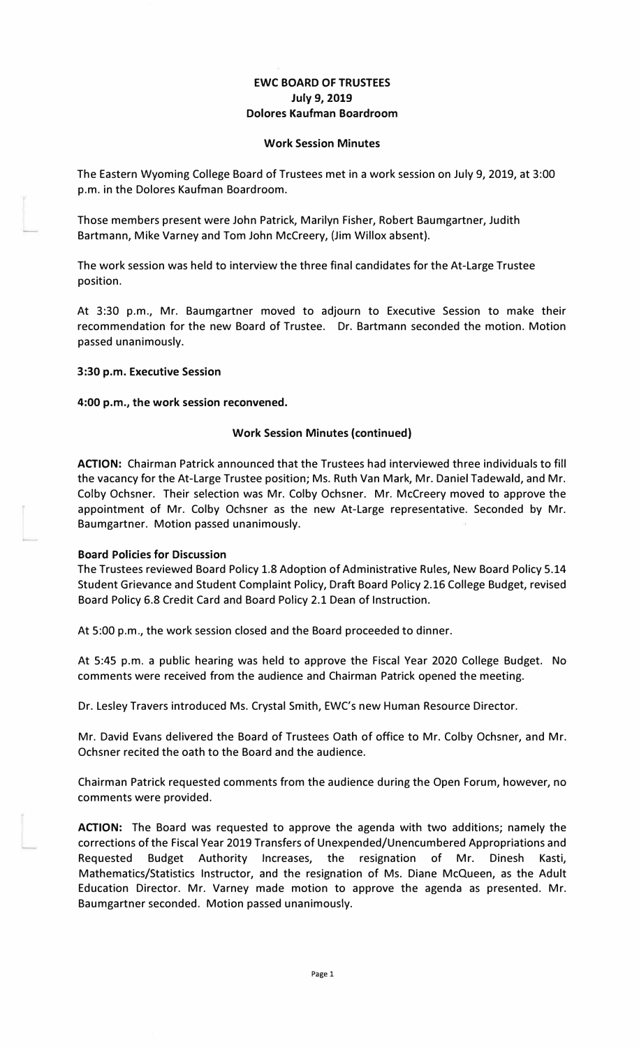# EWC BOARD OF TRUSTEES
## July 9, 2019
## Dolores Kaufman Boardroom

### Work Session Minutes

The Eastern Wyoming College Board of Trustees met in a work session on July 9, 2019, at 3:00 p.m. in the Dolores Kaufman Boardroom.

Those members present were John Patrick, Marilyn Fisher, Robert Baumgartner, Judith Bartmann, Mike Varney and Tom John McCreery, (Jim Willox absent).

The work session was held to interview the three final candidates for the At-Large Trustee position.

At 3:30 p.m., Mr. Baumgartner moved to adjourn to Executive Session to make their recommendation for the new Board of Trustee. Dr. Bartmann seconded the motion. Motion passed unanimously.

**3:30 p.m. Executive Session**

**4:00 p.m., the work session reconvened.**

### Work Session Minutes (continued)

**ACTION:** Chairman Patrick announced that the Trustees had interviewed three individuals to fill the vacancy for the At-Large Trustee position; Ms. Ruth Van Mark, Mr. Daniel Tadewald, and Mr. Colby Ochsner. Their selection was Mr. Colby Ochsner. Mr. McCreery moved to approve the appointment of Mr. Colby Ochsner as the new At-Large representative. Seconded by Mr. Baumgartner. Motion passed unanimously.

**Board Policies for Discussion**

The Trustees reviewed Board Policy 1.8 Adoption of Administrative Rules, New Board Policy 5.14 Student Grievance and Student Complaint Policy, Draft Board Policy 2.16 College Budget, revised Board Policy 6.8 Credit Card and Board Policy 2.1 Dean of Instruction.

At 5:00 p.m., the work session closed and the Board proceeded to dinner.

At 5:45 p.m. a public hearing was held to approve the Fiscal Year 2020 College Budget. No comments were received from the audience and Chairman Patrick opened the meeting.

Dr. Lesley Travers introduced Ms. Crystal Smith, EWC's new Human Resource Director.

Mr. David Evans delivered the Board of Trustees Oath of office to Mr. Colby Ochsner, and Mr. Ochsner recited the oath to the Board and the audience.

Chairman Patrick requested comments from the audience during the Open Forum, however, no comments were provided.

**ACTION:** The Board was requested to approve the agenda with two additions; namely the corrections of the Fiscal Year 2019 Transfers of Unexpended/Unencumbered Appropriations and Requested Budget Authority Increases, the resignation of Mr. Dinesh Kasti, Mathematics/Statistics Instructor, and the resignation of Ms. Diane McQueen, as the Adult Education Director. Mr. Varney made motion to approve the agenda as presented. Mr. Baumgartner seconded. Motion passed unanimously.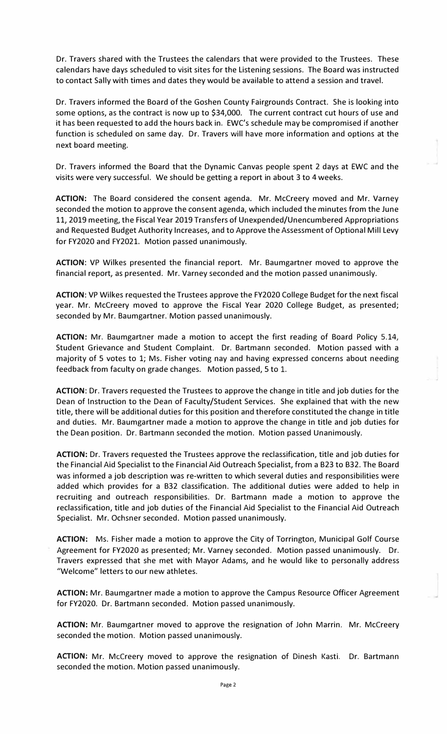Dr. Travers shared with the Trustees the calendars that were provided to the Trustees. These calendars have days scheduled to visit sites for the Listening sessions. The Board was instructed to contact Sally with times and dates they would be available to attend a session and travel.

Dr. Travers informed the Board of the Goshen County Fairgrounds Contract. She is looking into some options, as the contract is now up to $34,000. The current contract cut hours of use and it has been requested to add the hours back in. EWC's schedule may be compromised if another function is scheduled on same day. Dr. Travers will have more information and options at the next board meeting.

Dr. Travers informed the Board that the Dynamic Canvas people spent 2 days at EWC and the visits were very successful. We should be getting a report in about 3 to 4 weeks.

**ACTION:** The Board considered the consent agenda. Mr. McCreery moved and Mr. Varney seconded the motion to approve the consent agenda, which included the minutes from the June 11, 2019 meeting, the Fiscal Year 2019 Transfers of Unexpended/Unencumbered Appropriations and Requested Budget Authority Increases, and to Approve the Assessment of Optional Mill Levy for FY2020 and FY2021. Motion passed unanimously.

**ACTION**: VP Wilkes presented the financial report. Mr. Baumgartner moved to approve the financial report, as presented. Mr. Varney seconded and the motion passed unanimously.

**ACTION**: VP Wilkes requested the Trustees approve the FY2020 College Budget for the next fiscal year. Mr. McCreery moved to approve the Fiscal Year 2020 College Budget, as presented; seconded by Mr. Baumgartner. Motion passed unanimously.

**ACTION:** Mr. Baumgartner made a motion to accept the first reading of Board Policy 5.14, Student Grievance and Student Complaint. Dr. Bartmann seconded. Motion passed with a majority of 5 votes to 1; Ms. Fisher voting nay and having expressed concerns about needing feedback from faculty on grade changes. Motion passed, 5 to 1.

**ACTION**: Dr. Travers requested the Trustees to approve the change in title and job duties for the Dean of Instruction to the Dean of Faculty/Student Services. She explained that with the new title, there will be additional duties for this position and therefore constituted the change in title and duties. Mr. Baumgartner made a motion to approve the change in title and job duties for the Dean position. Dr. Bartmann seconded the motion. Motion passed Unanimously.

**ACTION:** Dr. Travers requested the Trustees approve the reclassification, title and job duties for the Financial Aid Specialist to the Financial Aid Outreach Specialist, from a B23 to B32. The Board was informed a job description was re-written to which several duties and responsibilities were added which provides for a B32 classification. The additional duties were added to help in recruiting and outreach responsibilities. Dr. Bartmann made a motion to approve the reclassification, title and job duties of the Financial Aid Specialist to the Financial Aid Outreach Specialist. Mr. Ochsner seconded. Motion passed unanimously.

**ACTION:** Ms. Fisher made a motion to approve the City of Torrington, Municipal Golf Course Agreement for FY2020 as presented; Mr. Varney seconded. Motion passed unanimously. Dr. Travers expressed that she met with Mayor Adams, and he would like to personally address "Welcome" letters to our new athletes.

**ACTION:** Mr. Baumgartner made a motion to approve the Campus Resource Officer Agreement for FY2020. Dr. Bartmann seconded. Motion passed unanimously.

**ACTION:** Mr. Baumgartner moved to approve the resignation of John Marrin. Mr. McCreery seconded the motion. Motion passed unanimously.

**ACTION:** Mr. McCreery moved to approve the resignation of Dinesh Kasti. Dr. Bartmann seconded the motion. Motion passed unanimously.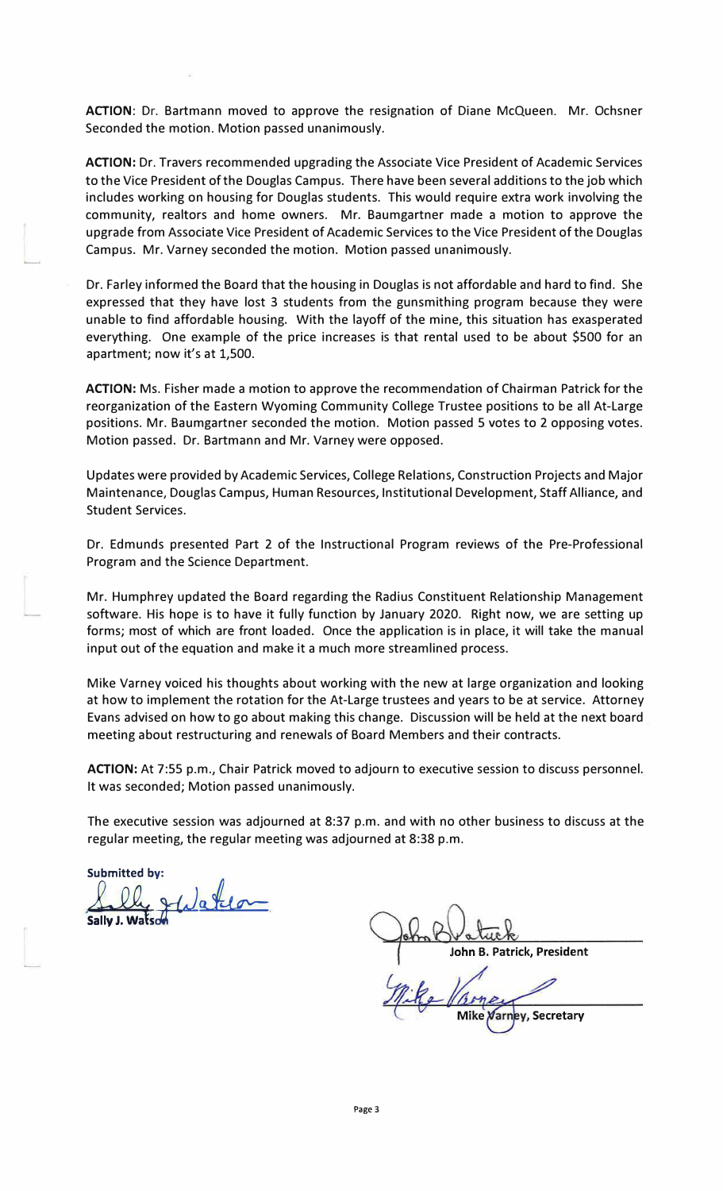**ACTION**: Dr. Bartmann moved to approve the resignation of Diane McQueen. Mr. Ochsner Seconded the motion. Motion passed unanimously.

**ACTION:** Dr. Travers recommended upgrading the Associate Vice President of Academic Services to the Vice President of the Douglas Campus. There have been several additions to the job which includes working on housing for Douglas students. This would require extra work involving the community, realtors and home owners. Mr. Baumgartner made a motion to approve the upgrade from Associate Vice President of Academic Services to the Vice President of the Douglas Campus. Mr. Varney seconded the motion. Motion passed unanimously.

Dr. Farley informed the Board that the housing in Douglas is not affordable and hard to find. She expressed that they have lost 3 students from the gunsmithing program because they were unable to find affordable housing. With the layoff of the mine, this situation has exasperated everything. One example of the price increases is that rental used to be about $500 for an apartment; now it's at 1,500.

**ACTION:** Ms. Fisher made a motion to approve the recommendation of Chairman Patrick for the reorganization of the Eastern Wyoming Community College Trustee positions to be all At-Large positions. Mr. Baumgartner seconded the motion. Motion passed 5 votes to 2 opposing votes. Motion passed. Dr. Bartmann and Mr. Varney were opposed.

Updates were provided by Academic Services, College Relations, Construction Projects and Major Maintenance, Douglas Campus, Human Resources, Institutional Development, Staff Alliance, and Student Services.

Dr. Edmunds presented Part 2 of the Instructional Program reviews of the Pre-Professional Program and the Science Department.

Mr. Humphrey updated the Board regarding the Radius Constituent Relationship Management software. His hope is to have it fully function by January 2020. Right now, we are setting up forms; most of which are front loaded. Once the application is in place, it will take the manual input out of the equation and make it a much more streamlined process.

Mike Varney voiced his thoughts about working with the new at large organization and looking at how to implement the rotation for the At-Large trustees and years to be at service. Attorney Evans advised on how to go about making this change. Discussion will be held at the next board meeting about restructuring and renewals of Board Members and their contracts.

**ACTION:** At 7:55 p.m., Chair Patrick moved to adjourn to executive session to discuss personnel. It was seconded; Motion passed unanimously.

The executive session was adjourned at 8:37 p.m. and with no other business to discuss at the regular meeting, the regular meeting was adjourned at 8:38 p.m.

**Submitted by:**

Sally J. Watson

John B. Patrick, President

Mike Varney, Secretary